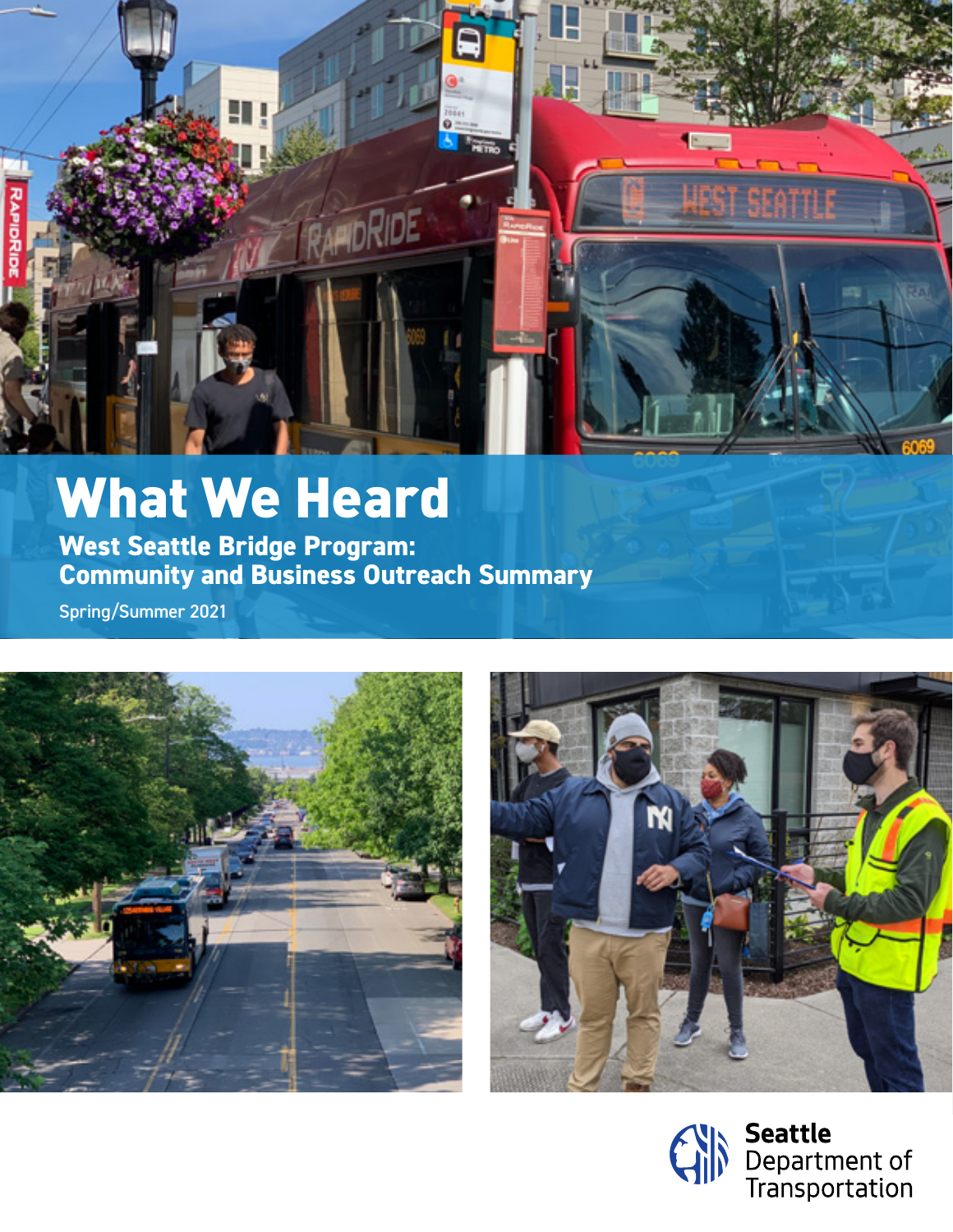# What We Heard

## West Seattle Bridge Program: Community and Business Outreach Summary

Spring/Summer 2021

Seattle Department of Transportation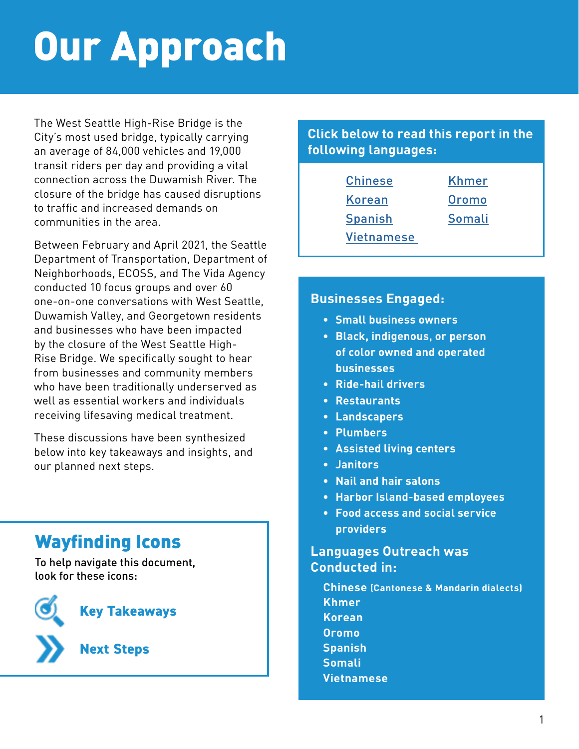# Our Approach

The West Seattle High-Rise Bridge is the City's most used bridge, typically carrying an average of 84,000 vehicles and 19,000 transit riders per day and providing a vital connection across the Duwamish River. The closure of the bridge has caused disruptions to traffic and increased demands on communities in the area.

Between February and April 2021, the Seattle Department of Transportation, Department of Neighborhoods, ECOSS, and The Vida Agency conducted 10 focus groups and over 60 one-on-one conversations with West Seattle, Duwamish Valley, and Georgetown residents and businesses who have been impacted by the closure of the West Seattle High-Rise Bridge. We specifically sought to hear from businesses and community members who have been traditionally underserved as well as essential workers and individuals receiving lifesaving medical treatment.

These discussions have been synthesized below into key takeaways and insights, and our planned next steps.

## Wayfinding Icons

To help navigate this document, look for these icons:

- **Key Takeaways**
- **Next Steps**

**Click below to read this report in the following languages:**

- Chinese
- Khmer
- Korean
- Oromo
- Spanish
- Somali
- Vietnamese

## Businesses Engaged:

- Small business owners
- Black, indigenous, or person of color owned and operated businesses
- Ride-hail drivers
- Restaurants
- Landscapers
- Plumbers
- Assisted living centers
- Janitors
- Nail and hair salons
- Harbor Island-based employees
- Food access and social service providers

## Languages Outreach was Conducted in:

Chinese (Cantonese & Mandarin dialects)
Khmer
Korean
Oromo
Spanish
Somali
Vietnamese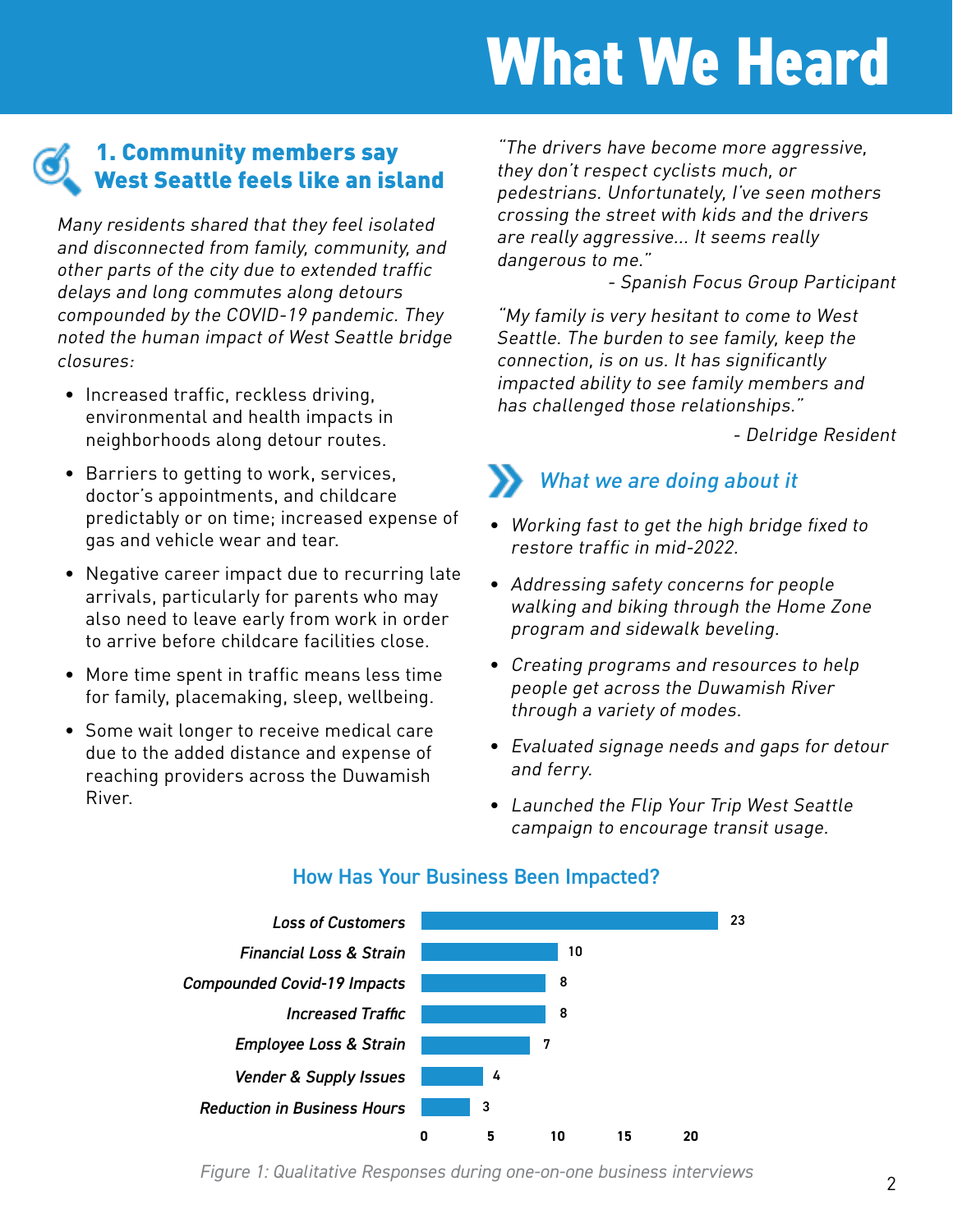# What We Heard

## 1. Community members say West Seattle feels like an island

*Many residents shared that they feel isolated and disconnected from family, community, and other parts of the city due to extended traffic delays and long commutes along detours compounded by the COVID-19 pandemic. They noted the human impact of West Seattle bridge closures:*

- Increased traffic, reckless driving, environmental and health impacts in neighborhoods along detour routes.
- Barriers to getting to work, services, doctor's appointments, and childcare predictably or on time; increased expense of gas and vehicle wear and tear.
- Negative career impact due to recurring late arrivals, particularly for parents who may also need to leave early from work in order to arrive before childcare facilities close.
- More time spent in traffic means less time for family, placemaking, sleep, wellbeing.
- Some wait longer to receive medical care due to the added distance and expense of reaching providers across the Duwamish River.

*"The drivers have become more aggressive, they don't respect cyclists much, or pedestrians. Unfortunately, I've seen mothers crossing the street with kids and the drivers are really aggressive... It seems really dangerous to me."*

*- Spanish Focus Group Participant*

*"My family is very hesitant to come to West Seattle. The burden to see family, keep the connection, is on us. It has significantly impacted ability to see family members and has challenged those relationships."*

*- Delridge Resident*

### *What we are doing about it*

- *Working fast to get the high bridge fixed to restore traffic in mid-2022.*
- *Addressing safety concerns for people walking and biking through the Home Zone program and sidewalk beveling.*
- *Creating programs and resources to help people get across the Duwamish River through a variety of modes.*
- *Evaluated signage needs and gaps for detour and ferry.*
- *Launched the Flip Your Trip West Seattle campaign to encourage transit usage.*

### How Has Your Business Been Impacted?

| Impact | Responses |
|---|---|
| Loss of Customers | 23 |
| Financial Loss & Strain | 10 |
| Compounded Covid-19 Impacts | 8 |
| Increased Traffic | 8 |
| Employee Loss & Strain | 7 |
| Vender & Supply Issues | 4 |
| Reduction in Business Hours | 3 |

*Figure 1: Qualitative Responses during one-on-one business interviews*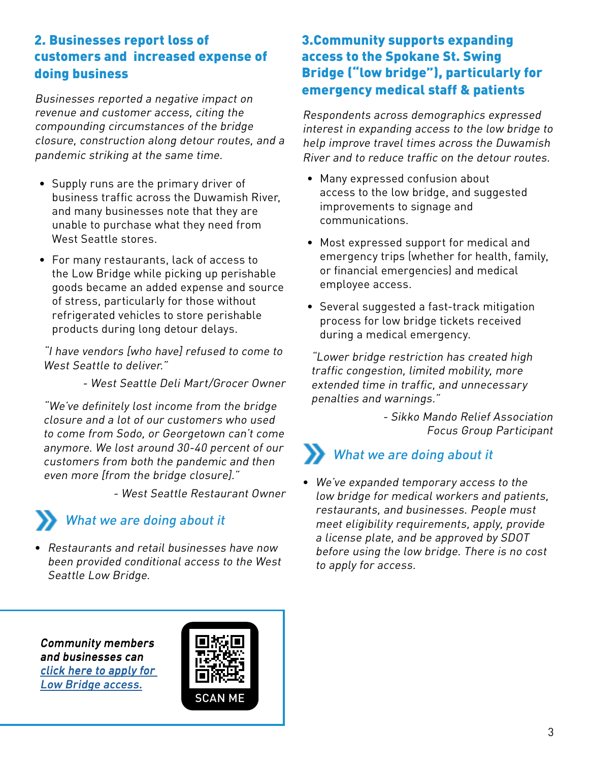## 2. Businesses report loss of customers and increased expense of doing business

*Businesses reported a negative impact on revenue and customer access, citing the compounding circumstances of the bridge closure, construction along detour routes, and a pandemic striking at the same time.*

- Supply runs are the primary driver of business traffic across the Duwamish River, and many businesses note that they are unable to purchase what they need from West Seattle stores.
- For many restaurants, lack of access to the Low Bridge while picking up perishable goods became an added expense and source of stress, particularly for those without refrigerated vehicles to store perishable products during long detour delays.

*"I have vendors [who have] refused to come to West Seattle to deliver."*

*- West Seattle Deli Mart/Grocer Owner*

*"We've definitely lost income from the bridge closure and a lot of our customers who used to come from Sodo, or Georgetown can't come anymore. We lost around 30-40 percent of our customers from both the pandemic and then even more [from the bridge closure]."*

*- West Seattle Restaurant Owner*

### What we are doing about it

- *Restaurants and retail businesses have now been provided conditional access to the West Seattle Low Bridge.*

***Community members and businesses can [click here to apply for Low Bridge access.]***

SCAN ME

## 3. Community supports expanding access to the Spokane St. Swing Bridge ("low bridge"), particularly for emergency medical staff & patients

*Respondents across demographics expressed interest in expanding access to the low bridge to help improve travel times across the Duwamish River and to reduce traffic on the detour routes.*

- Many expressed confusion about access to the low bridge, and suggested improvements to signage and communications.
- Most expressed support for medical and emergency trips (whether for health, family, or financial emergencies) and medical employee access.
- Several suggested a fast-track mitigation process for low bridge tickets received during a medical emergency.

*"Lower bridge restriction has created high traffic congestion, limited mobility, more extended time in traffic, and unnecessary penalties and warnings."*

*- Sikko Mando Relief Association Focus Group Participant*

### What we are doing about it

- *We've expanded temporary access to the low bridge for medical workers and patients, restaurants, and businesses. People must meet eligibility requirements, apply, provide a license plate, and be approved by SDOT before using the low bridge. There is no cost to apply for access.*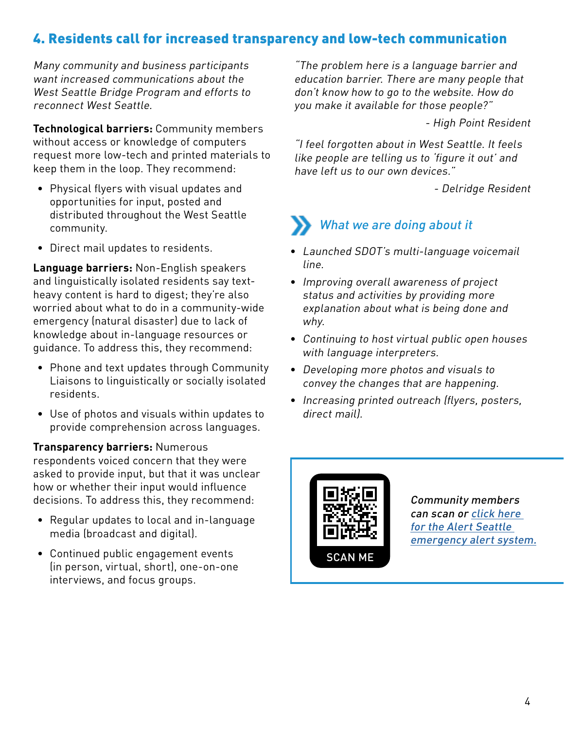## 4. Residents call for increased transparency and low-tech communication

*Many community and business participants want increased communications about the West Seattle Bridge Program and efforts to reconnect West Seattle.*

**Technological barriers:** Community members without access or knowledge of computers request more low-tech and printed materials to keep them in the loop. They recommend:

- Physical flyers with visual updates and opportunities for input, posted and distributed throughout the West Seattle community.
- Direct mail updates to residents.

**Language barriers:** Non-English speakers and linguistically isolated residents say text-heavy content is hard to digest; they're also worried about what to do in a community-wide emergency (natural disaster) due to lack of knowledge about in-language resources or guidance. To address this, they recommend:

- Phone and text updates through Community Liaisons to linguistically or socially isolated residents.
- Use of photos and visuals within updates to provide comprehension across languages.

**Transparency barriers:** Numerous respondents voiced concern that they were asked to provide input, but that it was unclear how or whether their input would influence decisions. To address this, they recommend:

- Regular updates to local and in-language media (broadcast and digital).
- Continued public engagement events (in person, virtual, short), one-on-one interviews, and focus groups.

*"The problem here is a language barrier and education barrier. There are many people that don't know how to go to the website. How do you make it available for those people?"*

*- High Point Resident*

*"I feel forgotten about in West Seattle. It feels like people are telling us to 'figure it out' and have left us to our own devices."*

*- Delridge Resident*

### *What we are doing about it*

- *Launched SDOT's multi-language voicemail line.*
- *Improving overall awareness of project status and activities by providing more explanation about what is being done and why.*
- *Continuing to host virtual public open houses with language interpreters.*
- *Developing more photos and visuals to convey the changes that are happening.*
- *Increasing printed outreach (flyers, posters, direct mail).*

SCAN ME

*Community members can scan or click here for the Alert Seattle emergency alert system.*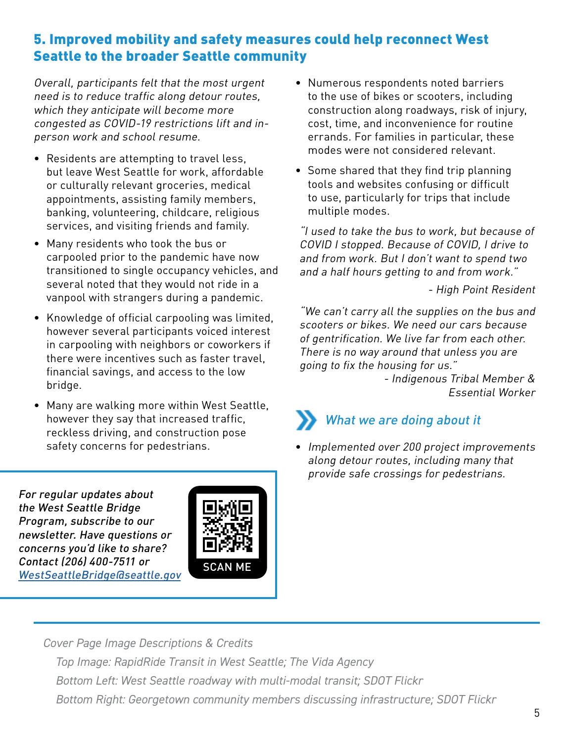## 5. Improved mobility and safety measures could help reconnect West Seattle to the broader Seattle community

*Overall, participants felt that the most urgent need is to reduce traffic along detour routes, which they anticipate will become more congested as COVID-19 restrictions lift and in-person work and school resume.*

- Residents are attempting to travel less, but leave West Seattle for work, affordable or culturally relevant groceries, medical appointments, assisting family members, banking, volunteering, childcare, religious services, and visiting friends and family.
- Many residents who took the bus or carpooled prior to the pandemic have now transitioned to single occupancy vehicles, and several noted that they would not ride in a vanpool with strangers during a pandemic.
- Knowledge of official carpooling was limited, however several participants voiced interest in carpooling with neighbors or coworkers if there were incentives such as faster travel, financial savings, and access to the low bridge.
- Many are walking more within West Seattle, however they say that increased traffic, reckless driving, and construction pose safety concerns for pedestrians.
- Numerous respondents noted barriers to the use of bikes or scooters, including construction along roadways, risk of injury, cost, time, and inconvenience for routine errands. For families in particular, these modes were not considered relevant.
- Some shared that they find trip planning tools and websites confusing or difficult to use, particularly for trips that include multiple modes.

*"I used to take the bus to work, but because of COVID I stopped. Because of COVID, I drive to and from work. But I don't want to spend two and a half hours getting to and from work."*

*- High Point Resident*

*"We can't carry all the supplies on the bus and scooters or bikes. We need our cars because of gentrification. We live far from each other. There is no way around that unless you are going to fix the housing for us."*

*- Indigenous Tribal Member & Essential Worker*

### *What we are doing about it*

- *Implemented over 200 project improvements along detour routes, including many that provide safe crossings for pedestrians.*

***For regular updates about the West Seattle Bridge Program, subscribe to our newsletter. Have questions or concerns you'd like to share? Contact (206) 400-7511 or [WestSeattleBridge@seattle.gov](mailto:WestSeattleBridge@seattle.gov)***

SCAN ME

*Cover Page Image Descriptions & Credits*

*Top Image: RapidRide Transit in West Seattle; The Vida Agency*

*Bottom Left: West Seattle roadway with multi-modal transit; SDOT Flickr*

*Bottom Right: Georgetown community members discussing infrastructure; SDOT Flickr*